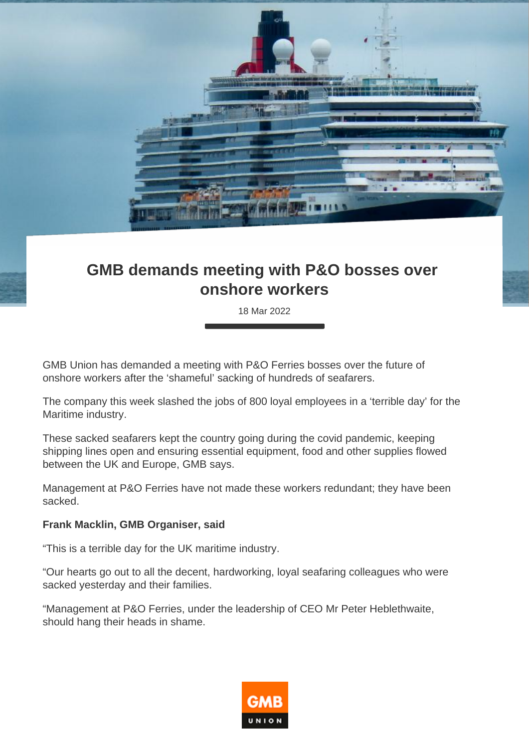# GMB demands meeting with P&O bosses over onshore workers

18 Mar 2022

GMB Union has demanded a meeting with P&O Ferries bosses over the future of onshore workers after the ‘shameful’ sacking of hundreds of seafarers.

The company this week slashed the jobs of 800 loyal employees in a ‘terrible day’ for the Maritime industry.

These sacked seafarers kept the country going during the covid pandemic, keeping shipping lines open and ensuring essential equipment, food and other supplies flowed between the UK and Europe, GMB says.

Management at P&O Ferries have not made these workers redundant; they have been sacked.

**Frank Macklin, GMB Organiser, said**

“This is a terrible day for the UK maritime industry.

“Our hearts go out to all the decent, hardworking, loyal seafaring colleagues who were sacked yesterday and their families.

“Management at P&O Ferries, under the leadership of CEO Mr Peter Heblethwaite, should hang their heads in shame.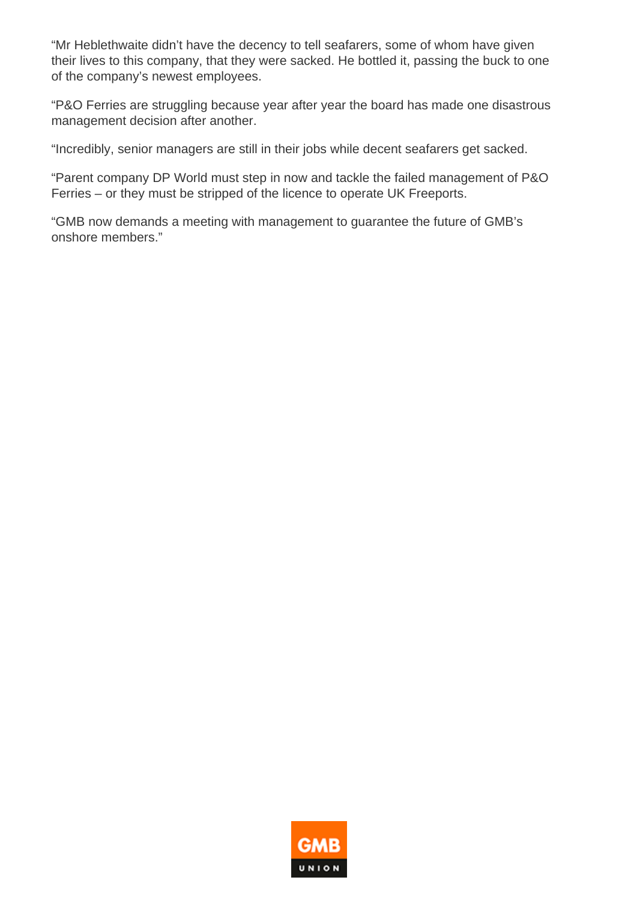"Mr Heblethwaite didn't have the decency to tell seafarers, some of whom have given their lives to this company, that they were sacked. He bottled it, passing the buck to one of the company's newest employees.

"P&O Ferries are struggling because year after year the board has made one disastrous management decision after another.

"Incredibly, senior managers are still in their jobs while decent seafarers get sacked.

"Parent company DP World must step in now and tackle the failed management of P&O Ferries – or they must be stripped of the licence to operate UK Freeports.

"GMB now demands a meeting with management to guarantee the future of GMB's onshore members."